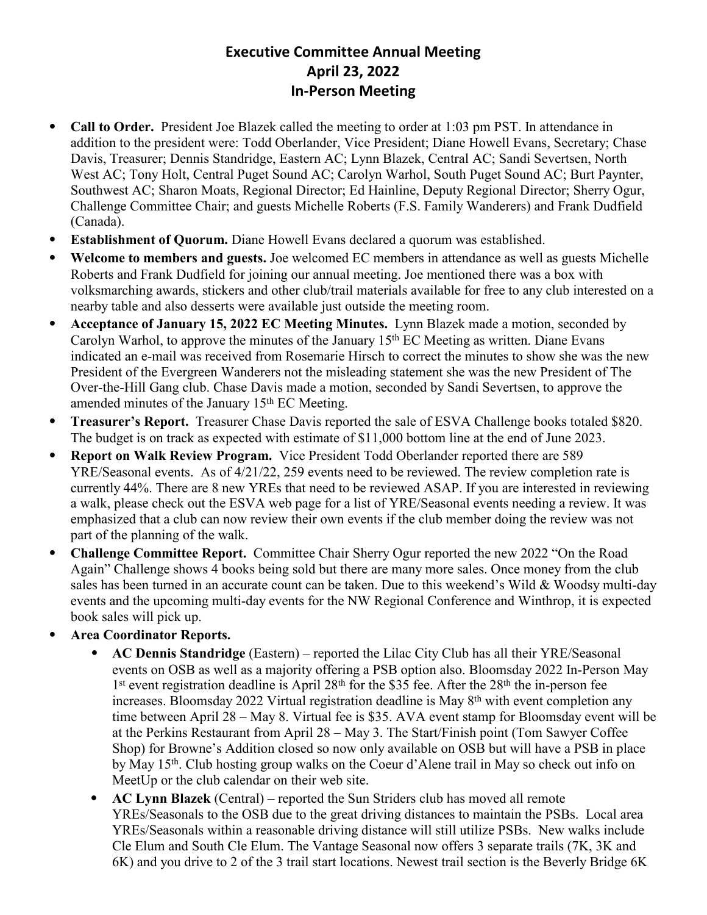# Executive Committee Annual Meeting
## April 23, 2022
## In-Person Meeting

- **Call to Order.** President Joe Blazek called the meeting to order at 1:03 pm PST. In attendance in addition to the president were: Todd Oberlander, Vice President; Diane Howell Evans, Secretary; Chase Davis, Treasurer; Dennis Standridge, Eastern AC; Lynn Blazek, Central AC; Sandi Severtsen, North West AC; Tony Holt, Central Puget Sound AC; Carolyn Warhol, South Puget Sound AC; Burt Paynter, Southwest AC; Sharon Moats, Regional Director; Ed Hainline, Deputy Regional Director; Sherry Ogur, Challenge Committee Chair; and guests Michelle Roberts (F.S. Family Wanderers) and Frank Dudfield (Canada).
- **Establishment of Quorum.** Diane Howell Evans declared a quorum was established.
- **Welcome to members and guests.** Joe welcomed EC members in attendance as well as guests Michelle Roberts and Frank Dudfield for joining our annual meeting. Joe mentioned there was a box with volksmarching awards, stickers and other club/trail materials available for free to any club interested on a nearby table and also desserts were available just outside the meeting room.
- **Acceptance of January 15, 2022 EC Meeting Minutes.** Lynn Blazek made a motion, seconded by Carolyn Warhol, to approve the minutes of the January 15th EC Meeting as written. Diane Evans indicated an e-mail was received from Rosemarie Hirsch to correct the minutes to show she was the new President of the Evergreen Wanderers not the misleading statement she was the new President of The Over-the-Hill Gang club. Chase Davis made a motion, seconded by Sandi Severtsen, to approve the amended minutes of the January 15th EC Meeting.
- **Treasurer's Report.** Treasurer Chase Davis reported the sale of ESVA Challenge books totaled $820. The budget is on track as expected with estimate of $11,000 bottom line at the end of June 2023.
- **Report on Walk Review Program.** Vice President Todd Oberlander reported there are 589 YRE/Seasonal events. As of 4/21/22, 259 events need to be reviewed. The review completion rate is currently 44%. There are 8 new YREs that need to be reviewed ASAP. If you are interested in reviewing a walk, please check out the ESVA web page for a list of YRE/Seasonal events needing a review. It was emphasized that a club can now review their own events if the club member doing the review was not part of the planning of the walk.
- **Challenge Committee Report.** Committee Chair Sherry Ogur reported the new 2022 "On the Road Again" Challenge shows 4 books being sold but there are many more sales. Once money from the club sales has been turned in an accurate count can be taken. Due to this weekend's Wild & Woodsy multi-day events and the upcoming multi-day events for the NW Regional Conference and Winthrop, it is expected book sales will pick up.
- **Area Coordinator Reports.**
  - **AC Dennis Standridge** (Eastern) – reported the Lilac City Club has all their YRE/Seasonal events on OSB as well as a majority offering a PSB option also. Bloomsday 2022 In-Person May 1st event registration deadline is April 28th for the $35 fee. After the 28th the in-person fee increases. Bloomsday 2022 Virtual registration deadline is May 8th with event completion any time between April 28 – May 8. Virtual fee is $35. AVA event stamp for Bloomsday event will be at the Perkins Restaurant from April 28 – May 3. The Start/Finish point (Tom Sawyer Coffee Shop) for Browne's Addition closed so now only available on OSB but will have a PSB in place by May 15th. Club hosting group walks on the Coeur d'Alene trail in May so check out info on MeetUp or the club calendar on their web site.
  - **AC Lynn Blazek** (Central) – reported the Sun Striders club has moved all remote YREs/Seasonals to the OSB due to the great driving distances to maintain the PSBs. Local area YREs/Seasonals within a reasonable driving distance will still utilize PSBs. New walks include Cle Elum and South Cle Elum. The Vantage Seasonal now offers 3 separate trails (7K, 3K and 6K) and you drive to 2 of the 3 trail start locations. Newest trail section is the Beverly Bridge 6K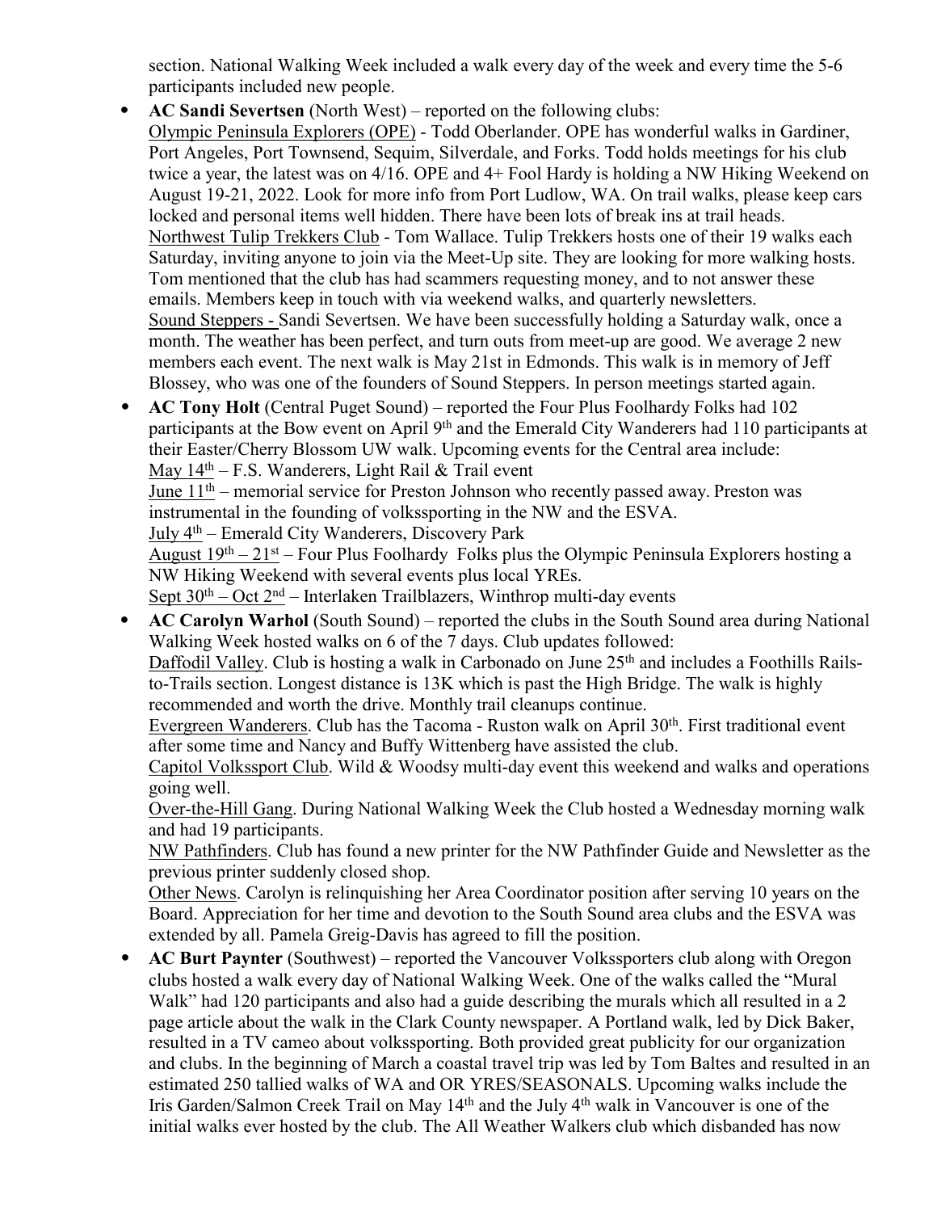section. National Walking Week included a walk every day of the week and every time the 5-6 participants included new people.

- **AC Sandi Severtsen** (North West) – reported on the following clubs:
  Olympic Peninsula Explorers (OPE) - Todd Oberlander. OPE has wonderful walks in Gardiner, Port Angeles, Port Townsend, Sequim, Silverdale, and Forks. Todd holds meetings for his club twice a year, the latest was on 4/16. OPE and 4+ Fool Hardy is holding a NW Hiking Weekend on August 19-21, 2022. Look for more info from Port Ludlow, WA. On trail walks, please keep cars locked and personal items well hidden. There have been lots of break ins at trail heads.
  Northwest Tulip Trekkers Club - Tom Wallace. Tulip Trekkers hosts one of their 19 walks each Saturday, inviting anyone to join via the Meet-Up site. They are looking for more walking hosts. Tom mentioned that the club has had scammers requesting money, and to not answer these emails. Members keep in touch with via weekend walks, and quarterly newsletters.
  Sound Steppers - Sandi Severtsen. We have been successfully holding a Saturday walk, once a month. The weather has been perfect, and turn outs from meet-up are good. We average 2 new members each event. The next walk is May 21st in Edmonds. This walk is in memory of Jeff Blossey, who was one of the founders of Sound Steppers. In person meetings started again.
- **AC Tony Holt** (Central Puget Sound) – reported the Four Plus Foolhardy Folks had 102 participants at the Bow event on April 9th and the Emerald City Wanderers had 110 participants at their Easter/Cherry Blossom UW walk. Upcoming events for the Central area include:
  May 14th – F.S. Wanderers, Light Rail & Trail event
  June 11th – memorial service for Preston Johnson who recently passed away. Preston was instrumental in the founding of volkssporting in the NW and the ESVA.
  July 4th – Emerald City Wanderers, Discovery Park
  August 19th – 21st – Four Plus Foolhardy Folks plus the Olympic Peninsula Explorers hosting a NW Hiking Weekend with several events plus local YREs.
  Sept 30th – Oct 2nd – Interlaken Trailblazers, Winthrop multi-day events
- **AC Carolyn Warhol** (South Sound) – reported the clubs in the South Sound area during National Walking Week hosted walks on 6 of the 7 days. Club updates followed:
  Daffodil Valley. Club is hosting a walk in Carbonado on June 25th and includes a Foothills Rails-to-Trails section. Longest distance is 13K which is past the High Bridge. The walk is highly recommended and worth the drive. Monthly trail cleanups continue.
  Evergreen Wanderers. Club has the Tacoma - Ruston walk on April 30th. First traditional event after some time and Nancy and Buffy Wittenberg have assisted the club.
  Capitol Volkssport Club. Wild & Woodsy multi-day event this weekend and walks and operations going well.
  Over-the-Hill Gang. During National Walking Week the Club hosted a Wednesday morning walk and had 19 participants.
  NW Pathfinders. Club has found a new printer for the NW Pathfinder Guide and Newsletter as the previous printer suddenly closed shop.
  Other News. Carolyn is relinquishing her Area Coordinator position after serving 10 years on the Board. Appreciation for her time and devotion to the South Sound area clubs and the ESVA was extended by all. Pamela Greig-Davis has agreed to fill the position.
- **AC Burt Paynter** (Southwest) – reported the Vancouver Volkssporters club along with Oregon clubs hosted a walk every day of National Walking Week. One of the walks called the "Mural Walk" had 120 participants and also had a guide describing the murals which all resulted in a 2 page article about the walk in the Clark County newspaper. A Portland walk, led by Dick Baker, resulted in a TV cameo about volkssporting. Both provided great publicity for our organization and clubs. In the beginning of March a coastal travel trip was led by Tom Baltes and resulted in an estimated 250 tallied walks of WA and OR YRES/SEASONALS. Upcoming walks include the Iris Garden/Salmon Creek Trail on May 14th and the July 4th walk in Vancouver is one of the initial walks ever hosted by the club. The All Weather Walkers club which disbanded has now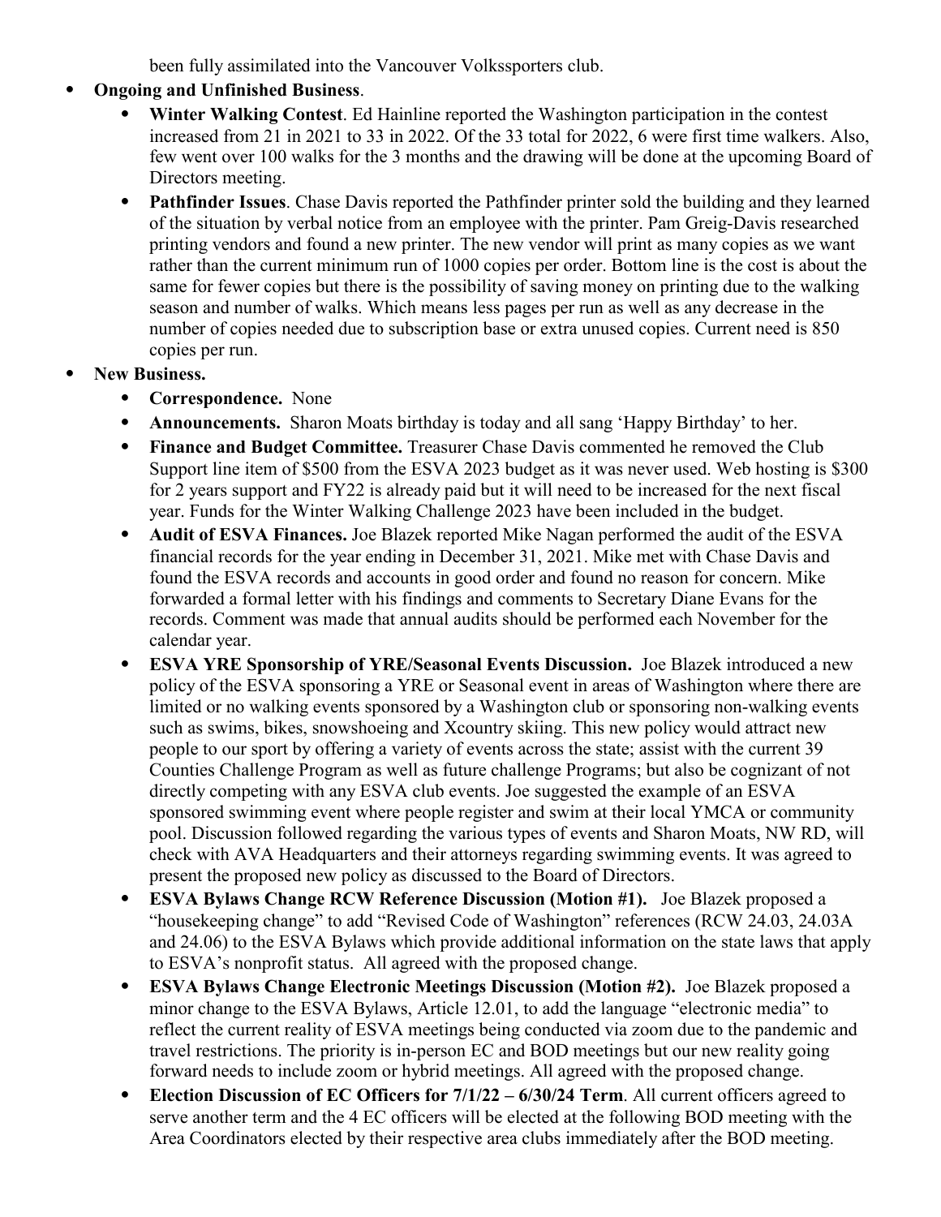been fully assimilated into the Vancouver Volkssporters club.

- **Ongoing and Unfinished Business**.
    - **Winter Walking Contest**. Ed Hainline reported the Washington participation in the contest increased from 21 in 2021 to 33 in 2022. Of the 33 total for 2022, 6 were first time walkers. Also, few went over 100 walks for the 3 months and the drawing will be done at the upcoming Board of Directors meeting.
    - **Pathfinder Issues**. Chase Davis reported the Pathfinder printer sold the building and they learned of the situation by verbal notice from an employee with the printer. Pam Greig-Davis researched printing vendors and found a new printer. The new vendor will print as many copies as we want rather than the current minimum run of 1000 copies per order. Bottom line is the cost is about the same for fewer copies but there is the possibility of saving money on printing due to the walking season and number of walks. Which means less pages per run as well as any decrease in the number of copies needed due to subscription base or extra unused copies. Current need is 850 copies per run.
- **New Business.**
    - **Correspondence.** None
    - **Announcements.** Sharon Moats birthday is today and all sang 'Happy Birthday' to her.
    - **Finance and Budget Committee.** Treasurer Chase Davis commented he removed the Club Support line item of $500 from the ESVA 2023 budget as it was never used. Web hosting is $300 for 2 years support and FY22 is already paid but it will need to be increased for the next fiscal year. Funds for the Winter Walking Challenge 2023 have been included in the budget.
    - **Audit of ESVA Finances.** Joe Blazek reported Mike Nagan performed the audit of the ESVA financial records for the year ending in December 31, 2021. Mike met with Chase Davis and found the ESVA records and accounts in good order and found no reason for concern. Mike forwarded a formal letter with his findings and comments to Secretary Diane Evans for the records. Comment was made that annual audits should be performed each November for the calendar year.
    - **ESVA YRE Sponsorship of YRE/Seasonal Events Discussion.** Joe Blazek introduced a new policy of the ESVA sponsoring a YRE or Seasonal event in areas of Washington where there are limited or no walking events sponsored by a Washington club or sponsoring non-walking events such as swims, bikes, snowshoeing and Xcountry skiing. This new policy would attract new people to our sport by offering a variety of events across the state; assist with the current 39 Counties Challenge Program as well as future challenge Programs; but also be cognizant of not directly competing with any ESVA club events. Joe suggested the example of an ESVA sponsored swimming event where people register and swim at their local YMCA or community pool. Discussion followed regarding the various types of events and Sharon Moats, NW RD, will check with AVA Headquarters and their attorneys regarding swimming events. It was agreed to present the proposed new policy as discussed to the Board of Directors.
    - **ESVA Bylaws Change RCW Reference Discussion (Motion #1).** Joe Blazek proposed a "housekeeping change" to add "Revised Code of Washington" references (RCW 24.03, 24.03A and 24.06) to the ESVA Bylaws which provide additional information on the state laws that apply to ESVA's nonprofit status. All agreed with the proposed change.
    - **ESVA Bylaws Change Electronic Meetings Discussion (Motion #2).** Joe Blazek proposed a minor change to the ESVA Bylaws, Article 12.01, to add the language "electronic media" to reflect the current reality of ESVA meetings being conducted via zoom due to the pandemic and travel restrictions. The priority is in-person EC and BOD meetings but our new reality going forward needs to include zoom or hybrid meetings. All agreed with the proposed change.
    - **Election Discussion of EC Officers for 7/1/22 – 6/30/24 Term**. All current officers agreed to serve another term and the 4 EC officers will be elected at the following BOD meeting with the Area Coordinators elected by their respective area clubs immediately after the BOD meeting.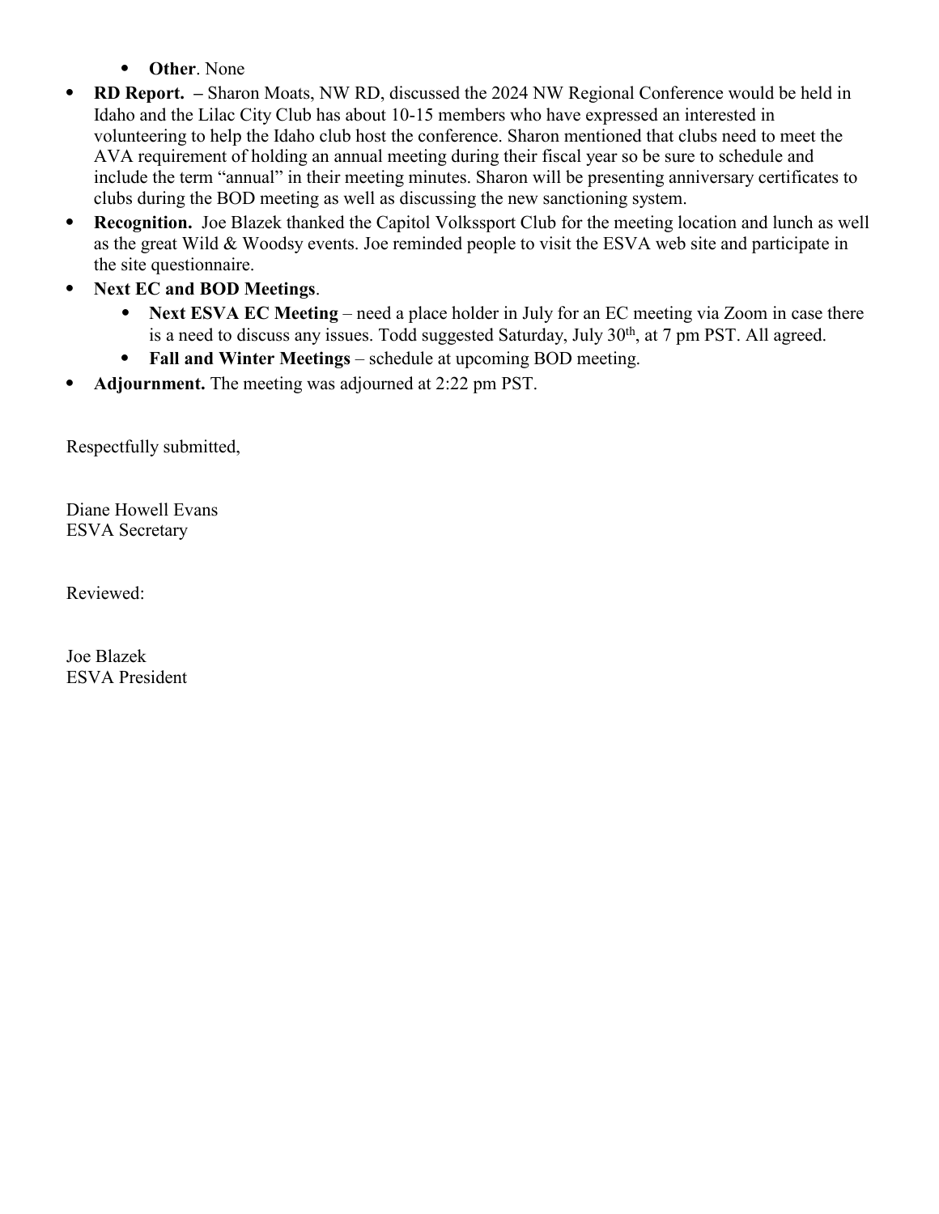- **Other**. None
- **RD Report.** **–** Sharon Moats, NW RD, discussed the 2024 NW Regional Conference would be held in Idaho and the Lilac City Club has about 10-15 members who have expressed an interested in volunteering to help the Idaho club host the conference. Sharon mentioned that clubs need to meet the AVA requirement of holding an annual meeting during their fiscal year so be sure to schedule and include the term "annual" in their meeting minutes. Sharon will be presenting anniversary certificates to clubs during the BOD meeting as well as discussing the new sanctioning system.
- **Recognition.** Joe Blazek thanked the Capitol Volkssport Club for the meeting location and lunch as well as the great Wild & Woodsy events. Joe reminded people to visit the ESVA web site and participate in the site questionnaire.
- **Next EC and BOD Meetings**.
  - **Next ESVA EC Meeting** – need a place holder in July for an EC meeting via Zoom in case there is a need to discuss any issues. Todd suggested Saturday, July 30th, at 7 pm PST. All agreed.
  - **Fall and Winter Meetings** – schedule at upcoming BOD meeting.
- **Adjournment.** The meeting was adjourned at 2:22 pm PST.

Respectfully submitted,

Diane Howell Evans
ESVA Secretary

Reviewed:

Joe Blazek
ESVA President